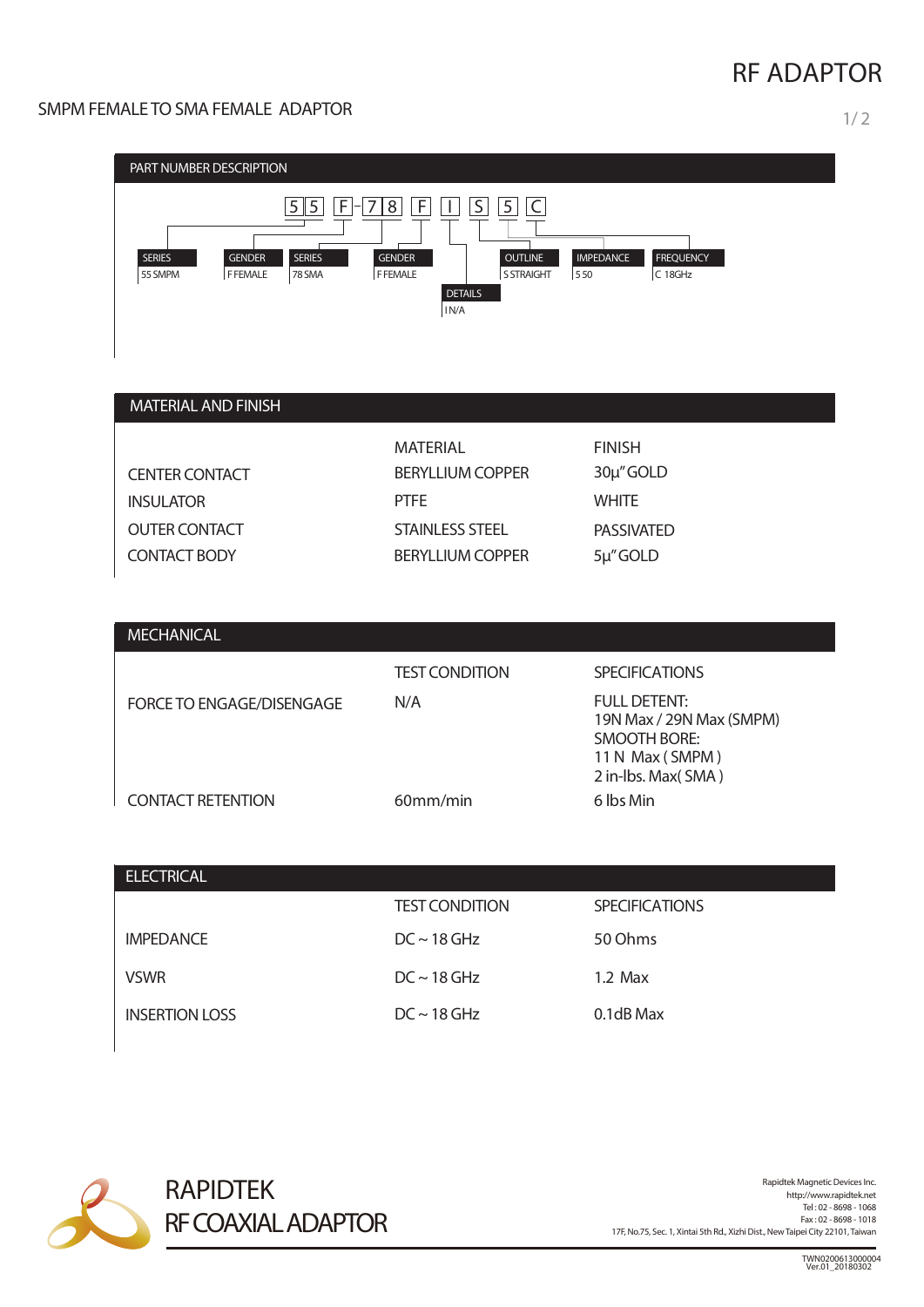# RF ADAPTOR

## SMPM FEMALE TO SMA FEMALE ADAPTOR

### PART NUMBER DESCRIPTION

55F-78FIS5C

| Code | Field | Description |
| --- | --- | --- |
| 55 | SERIES | 55 SMPM |
| F | GENDER | F FEMALE |
| 78 | SERIES | 78 SMA |
| F | GENDER | F FEMALE |
| I | DETAILS | I N/A |
| S | OUTLINE | S STRAIGHT |
| 5 | IMPEDANCE | 5 50 |
| C | FREQUENCY | C 18GHz |

### MATERIAL AND FINISH

| | MATERIAL | FINISH |
| --- | --- | --- |
| CENTER CONTACT | BERYLLIUM COPPER | 30μ" GOLD |
| INSULATOR | PTFE | WHITE |
| OUTER CONTACT | STAINLESS STEEL | PASSIVATED |
| CONTACT BODY | BERYLLIUM COPPER | 5μ" GOLD |

### MECHANICAL

| | TEST CONDITION | SPECIFICATIONS |
| --- | --- | --- |
| FORCE TO ENGAGE/DISENGAGE | N/A | FULL DETENT: 19N Max / 29N Max (SMPM) SMOOTH BORE: 11 N Max ( SMPM ) 2 in-lbs. Max( SMA ) |
| CONTACT RETENTION | 60mm/min | 6 lbs Min |

### ELECTRICAL

| | TEST CONDITION | SPECIFICATIONS |
| --- | --- | --- |
| IMPEDANCE | DC ~ 18 GHz | 50 Ohms |
| VSWR | DC ~ 18 GHz | 1.2 Max |
| INSERTION LOSS | DC ~ 18 GHz | 0.1dB Max |

RAPIDTEK
RF COAXIAL ADAPTOR

Rapidtek Magnetic Devices Inc.
http://www.rapidtek.net
Tel : 02 - 8698 - 1068
Fax : 02 - 8698 - 1018
17F, No.75, Sec. 1, Xintai 5th Rd., Xizhi Dist., New Taipei City 22101, Taiwan

TWN02006130000004
Ver.01_20180302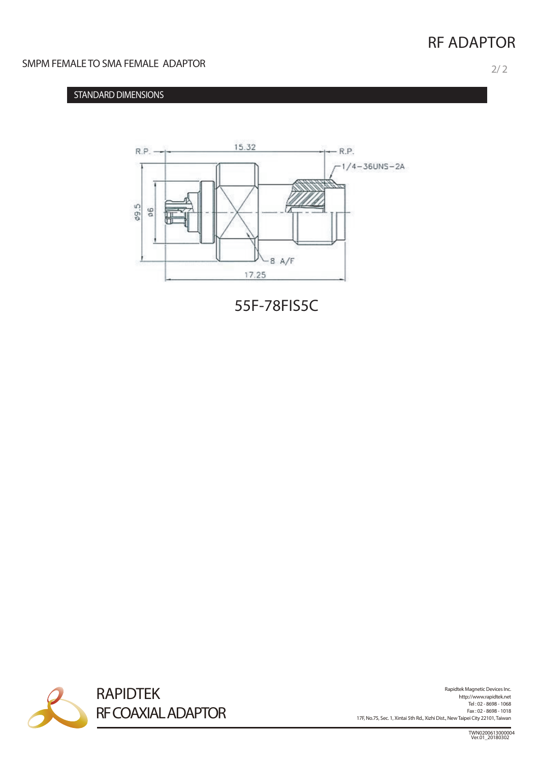# RF ADAPTOR

SMPM FEMALE TO SMA FEMALE ADAPTOR

## STANDARD DIMENSIONS

R.P. 15.32 R.P.

1/4-36UNS-2A

ø9.5 ø6

8 A/F

17.25

55F-78FIS5C

RAPIDTEK
RF COAXIAL ADAPTOR

Rapidtek Magnetic Devices Inc.
http://www.rapidtek.net
Tel : 02 - 8698 - 1068
Fax : 02 - 8698 - 1018
17F, No.75, Sec. 1, Xintai 5th Rd., Xizhi Dist., New Taipei City 22101, Taiwan

TWN02006130000004
Ver.01_20180302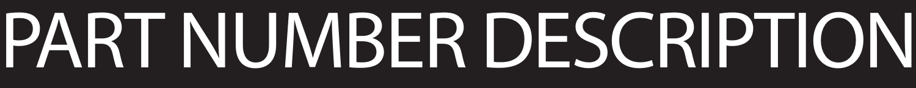# PART NUMBER DESCRIPTION